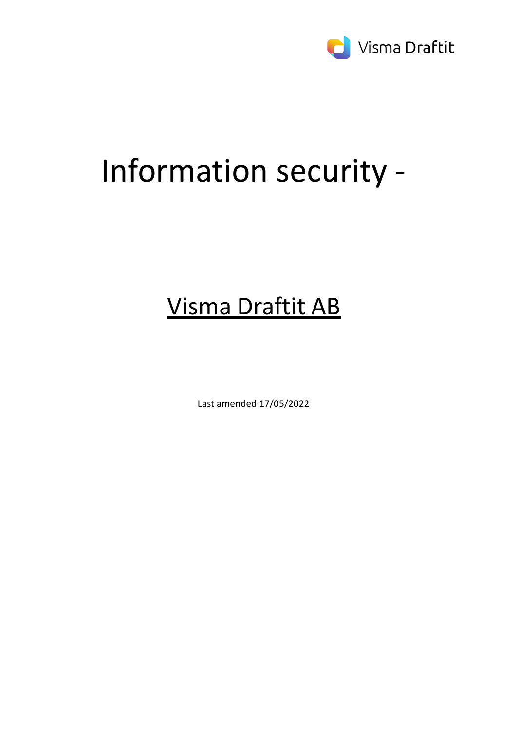# Information security -

## Visma Draftit AB

Last amended 17/05/2022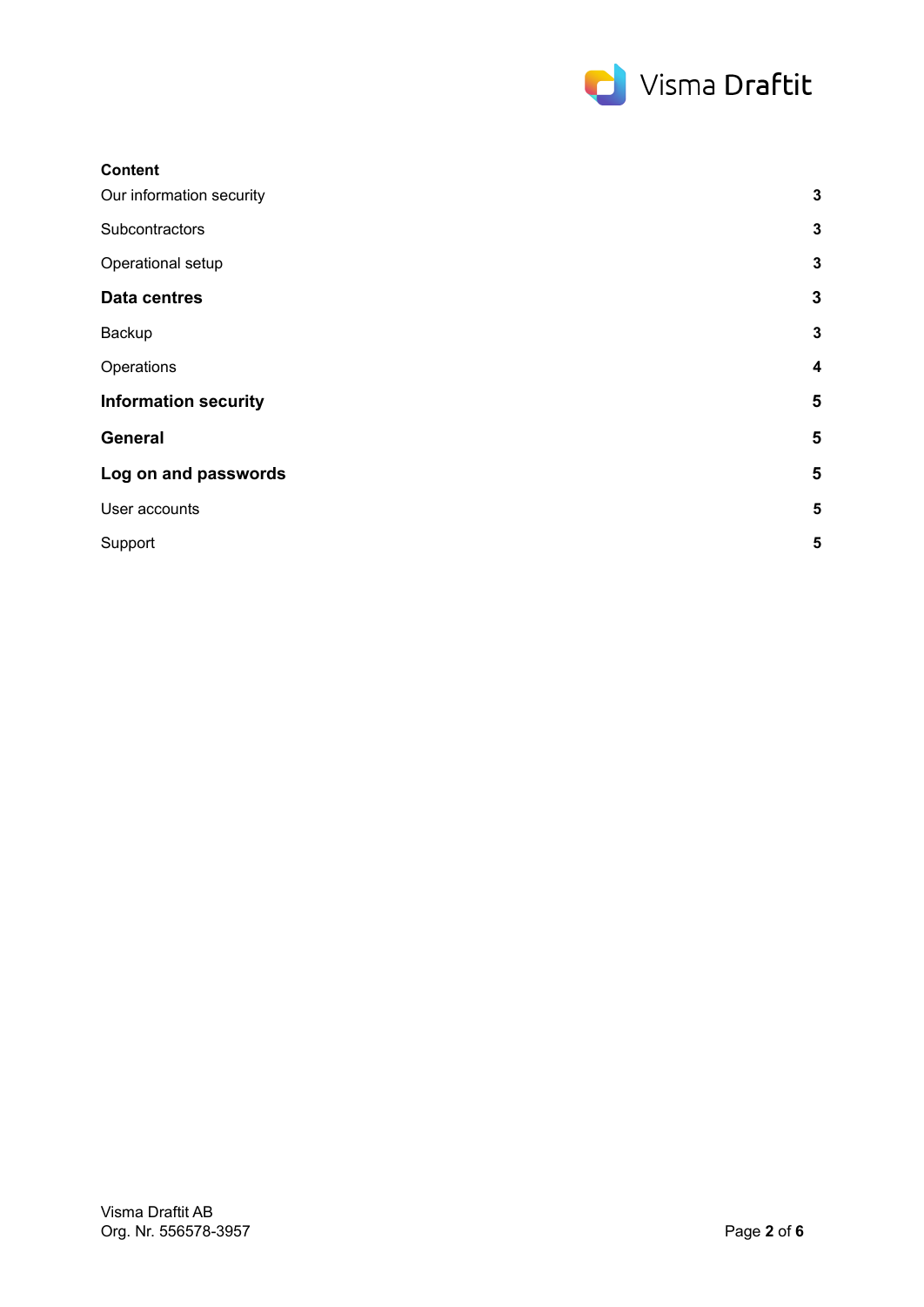**Content**

| | |
|---|---|
| Our information security | **3** |
| Subcontractors | **3** |
| Operational setup | **3** |
| **Data centres** | **3** |
| Backup | **3** |
| Operations | **4** |
| **Information security** | **5** |
| **General** | **5** |
| **Log on and passwords** | **5** |
| User accounts | **5** |
| Support | **5** |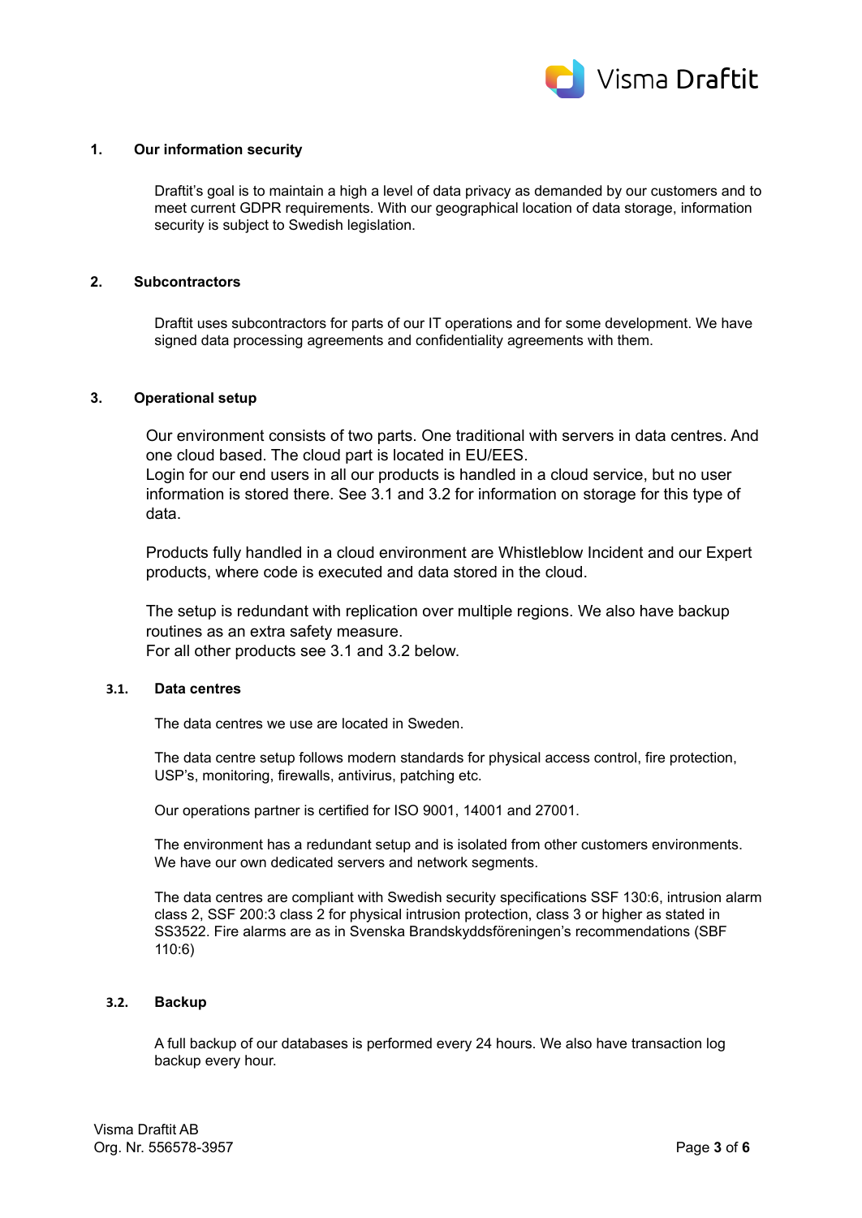## 1. Our information security

Draftit's goal is to maintain a high a level of data privacy as demanded by our customers and to meet current GDPR requirements. With our geographical location of data storage, information security is subject to Swedish legislation.

## 2. Subcontractors

Draftit uses subcontractors for parts of our IT operations and for some development. We have signed data processing agreements and confidentiality agreements with them.

## 3. Operational setup

Our environment consists of two parts. One traditional with servers in data centres. And one cloud based. The cloud part is located in EU/EES.
Login for our end users in all our products is handled in a cloud service, but no user information is stored there. See 3.1 and 3.2 for information on storage for this type of data.

Products fully handled in a cloud environment are Whistleblow Incident and our Expert products, where code is executed and data stored in the cloud.

The setup is redundant with replication over multiple regions. We also have backup routines as an extra safety measure.
For all other products see 3.1 and 3.2 below.

### 3.1. Data centres

The data centres we use are located in Sweden.

The data centre setup follows modern standards for physical access control, fire protection, USP's, monitoring, firewalls, antivirus, patching etc.

Our operations partner is certified for ISO 9001, 14001 and 27001.

The environment has a redundant setup and is isolated from other customers environments. We have our own dedicated servers and network segments.

The data centres are compliant with Swedish security specifications SSF 130:6, intrusion alarm class 2, SSF 200:3 class 2 for physical intrusion protection, class 3 or higher as stated in SS3522. Fire alarms are as in Svenska Brandskyddsföreningen's recommendations (SBF 110:6)

### 3.2. Backup

A full backup of our databases is performed every 24 hours. We also have transaction log backup every hour.

Visma Draftit AB
Org. Nr. 556578-3957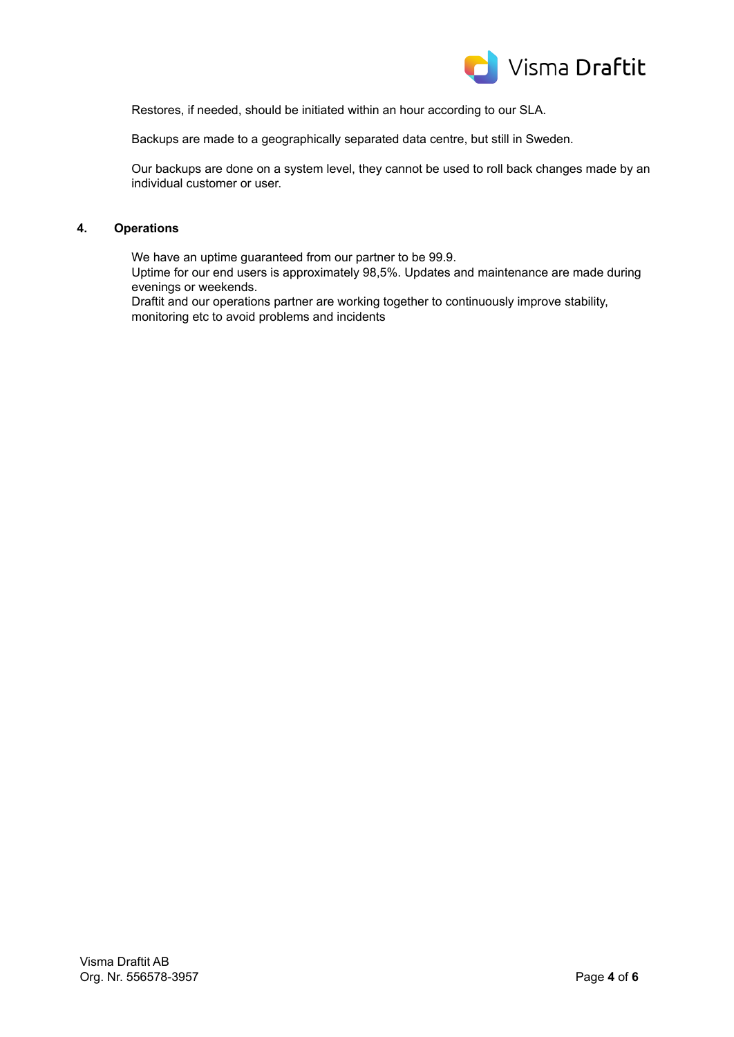Restores, if needed, should be initiated within an hour according to our SLA.

Backups are made to a geographically separated data centre, but still in Sweden.

Our backups are done on a system level, they cannot be used to roll back changes made by an individual customer or user.

## 4. Operations

We have an uptime guaranteed from our partner to be 99.9.
Uptime for our end users is approximately 98,5%. Updates and maintenance are made during evenings or weekends.
Draftit and our operations partner are working together to continuously improve stability, monitoring etc to avoid problems and incidents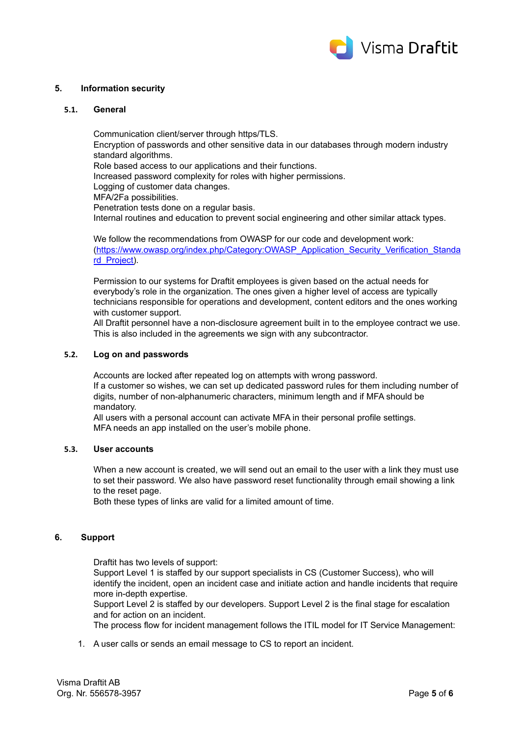## 5. Information security

### 5.1. General

Communication client/server through https/TLS.
Encryption of passwords and other sensitive data in our databases through modern industry standard algorithms.
Role based access to our applications and their functions.
Increased password complexity for roles with higher permissions.
Logging of customer data changes.
MFA/2Fa possibilities.
Penetration tests done on a regular basis.
Internal routines and education to prevent social engineering and other similar attack types.

We follow the recommendations from OWASP for our code and development work: ([https://www.owasp.org/index.php/Category:OWASP_Application_Security_Verification_Standard_Project](https://www.owasp.org/index.php/Category:OWASP_Application_Security_Verification_Standard_Project)).

Permission to our systems for Draftit employees is given based on the actual needs for everybody's role in the organization. The ones given a higher level of access are typically technicians responsible for operations and development, content editors and the ones working with customer support.
All Draftit personnel have a non-disclosure agreement built in to the employee contract we use. This is also included in the agreements we sign with any subcontractor.

### 5.2. Log on and passwords

Accounts are locked after repeated log on attempts with wrong password.
If a customer so wishes, we can set up dedicated password rules for them including number of digits, number of non-alphanumeric characters, minimum length and if MFA should be mandatory.
All users with a personal account can activate MFA in their personal profile settings.
MFA needs an app installed on the user's mobile phone.

### 5.3. User accounts

When a new account is created, we will send out an email to the user with a link they must use to set their password. We also have password reset functionality through email showing a link to the reset page.
Both these types of links are valid for a limited amount of time.

## 6. Support

Draftit has two levels of support:
Support Level 1 is staffed by our support specialists in CS (Customer Success), who will identify the incident, open an incident case and initiate action and handle incidents that require more in-depth expertise.
Support Level 2 is staffed by our developers. Support Level 2 is the final stage for escalation and for action on an incident.
The process flow for incident management follows the ITIL model for IT Service Management:

1. A user calls or sends an email message to CS to report an incident.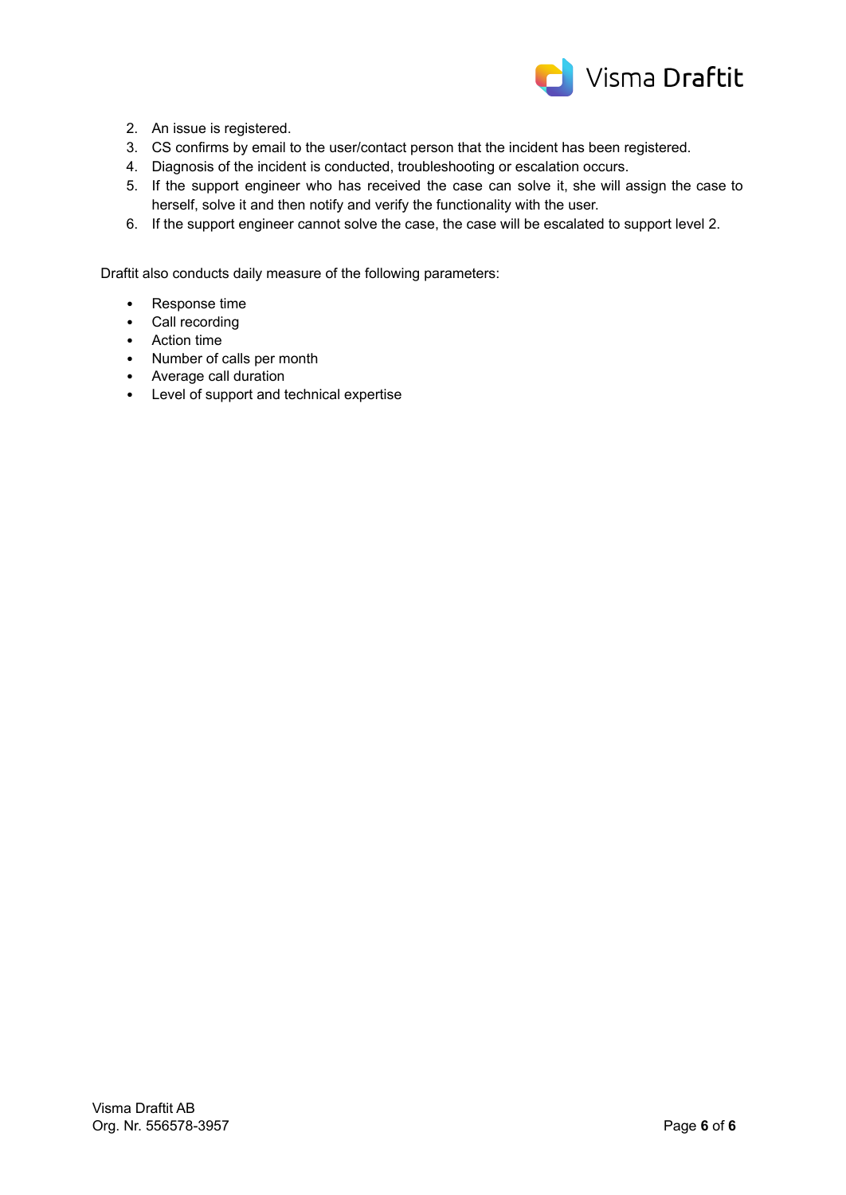2. An issue is registered.
3. CS confirms by email to the user/contact person that the incident has been registered.
4. Diagnosis of the incident is conducted, troubleshooting or escalation occurs.
5. If the support engineer who has received the case can solve it, she will assign the case to herself, solve it and then notify and verify the functionality with the user.
6. If the support engineer cannot solve the case, the case will be escalated to support level 2.

Draftit also conducts daily measure of the following parameters:

- Response time
- Call recording
- Action time
- Number of calls per month
- Average call duration
- Level of support and technical expertise